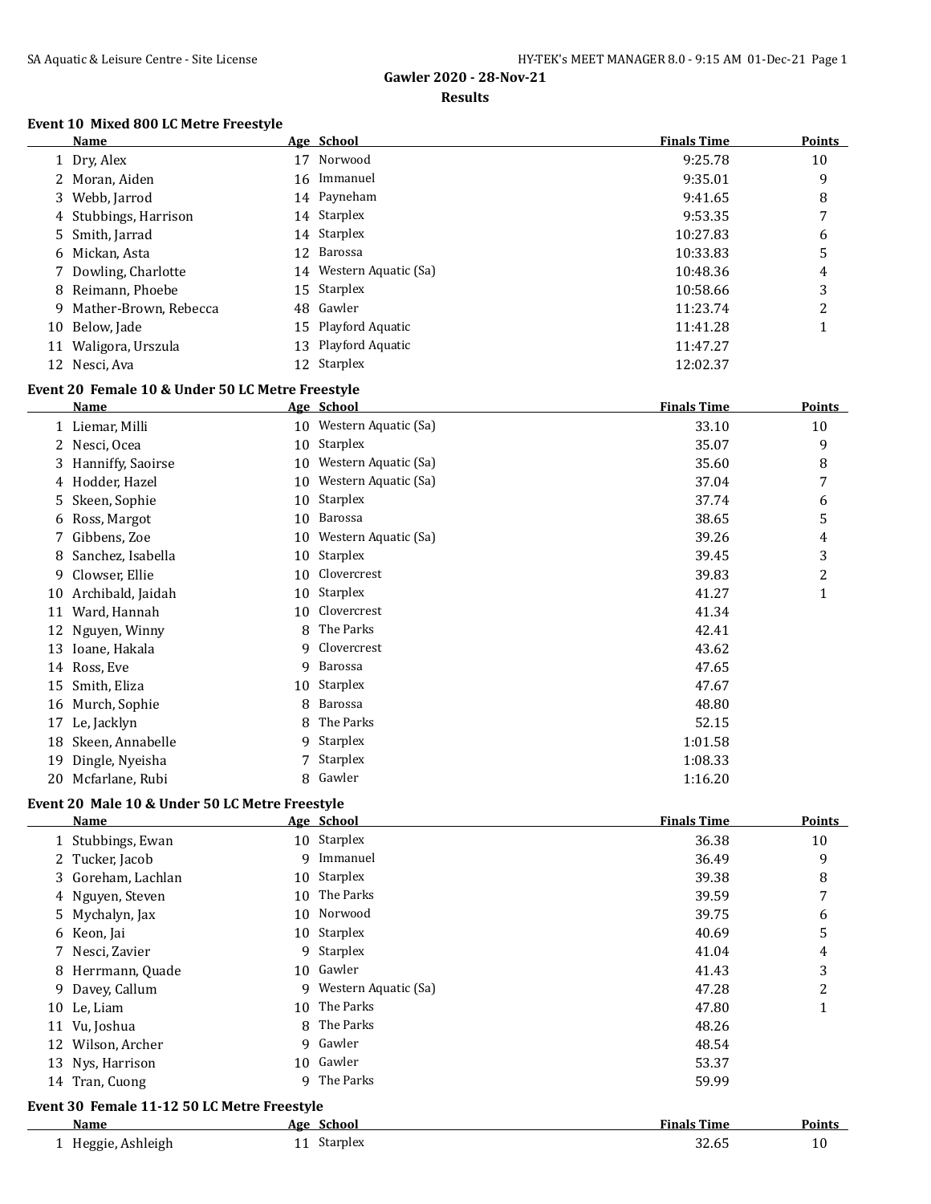## Gawler 2020 - 28-Nov-21

### Results

#### Event 10 Mixed 800 LC Metre Freestyle

| | Name | Age | School | Finals Time | Points |
|---|---|---|---|---|---|
| 1 | Dry, Alex | 17 | Norwood | 9:25.78 | 10 |
| 2 | Moran, Aiden | 16 | Immanuel | 9:35.01 | 9 |
| 3 | Webb, Jarrod | 14 | Payneham | 9:41.65 | 8 |
| 4 | Stubbings, Harrison | 14 | Starplex | 9:53.35 | 7 |
| 5 | Smith, Jarrad | 14 | Starplex | 10:27.83 | 6 |
| 6 | Mickan, Asta | 12 | Barossa | 10:33.83 | 5 |
| 7 | Dowling, Charlotte | 14 | Western Aquatic (Sa) | 10:48.36 | 4 |
| 8 | Reimann, Phoebe | 15 | Starplex | 10:58.66 | 3 |
| 9 | Mather-Brown, Rebecca | 48 | Gawler | 11:23.74 | 2 |
| 10 | Below, Jade | 15 | Playford Aquatic | 11:41.28 | 1 |
| 11 | Waligora, Urszula | 13 | Playford Aquatic | 11:47.27 | |
| 12 | Nesci, Ava | 12 | Starplex | 12:02.37 | |

#### Event 20 Female 10 & Under 50 LC Metre Freestyle

| | Name | Age | School | Finals Time | Points |
|---|---|---|---|---|---|
| 1 | Liemar, Milli | 10 | Western Aquatic (Sa) | 33.10 | 10 |
| 2 | Nesci, Ocea | 10 | Starplex | 35.07 | 9 |
| 3 | Hanniffy, Saoirse | 10 | Western Aquatic (Sa) | 35.60 | 8 |
| 4 | Hodder, Hazel | 10 | Western Aquatic (Sa) | 37.04 | 7 |
| 5 | Skeen, Sophie | 10 | Starplex | 37.74 | 6 |
| 6 | Ross, Margot | 10 | Barossa | 38.65 | 5 |
| 7 | Gibbens, Zoe | 10 | Western Aquatic (Sa) | 39.26 | 4 |
| 8 | Sanchez, Isabella | 10 | Starplex | 39.45 | 3 |
| 9 | Clowser, Ellie | 10 | Clovercrest | 39.83 | 2 |
| 10 | Archibald, Jaidah | 10 | Starplex | 41.27 | 1 |
| 11 | Ward, Hannah | 10 | Clovercrest | 41.34 | |
| 12 | Nguyen, Winny | 8 | The Parks | 42.41 | |
| 13 | Ioane, Hakala | 9 | Clovercrest | 43.62 | |
| 14 | Ross, Eve | 9 | Barossa | 47.65 | |
| 15 | Smith, Eliza | 10 | Starplex | 47.67 | |
| 16 | Murch, Sophie | 8 | Barossa | 48.80 | |
| 17 | Le, Jacklyn | 8 | The Parks | 52.15 | |
| 18 | Skeen, Annabelle | 9 | Starplex | 1:01.58 | |
| 19 | Dingle, Nyeisha | 7 | Starplex | 1:08.33 | |
| 20 | Mcfarlane, Rubi | 8 | Gawler | 1:16.20 | |

#### Event 20 Male 10 & Under 50 LC Metre Freestyle

| | Name | Age | School | Finals Time | Points |
|---|---|---|---|---|---|
| 1 | Stubbings, Ewan | 10 | Starplex | 36.38 | 10 |
| 2 | Tucker, Jacob | 9 | Immanuel | 36.49 | 9 |
| 3 | Goreham, Lachlan | 10 | Starplex | 39.38 | 8 |
| 4 | Nguyen, Steven | 10 | The Parks | 39.59 | 7 |
| 5 | Mychalyn, Jax | 10 | Norwood | 39.75 | 6 |
| 6 | Keon, Jai | 10 | Starplex | 40.69 | 5 |
| 7 | Nesci, Zavier | 9 | Starplex | 41.04 | 4 |
| 8 | Herrmann, Quade | 10 | Gawler | 41.43 | 3 |
| 9 | Davey, Callum | 9 | Western Aquatic (Sa) | 47.28 | 2 |
| 10 | Le, Liam | 10 | The Parks | 47.80 | 1 |
| 11 | Vu, Joshua | 8 | The Parks | 48.26 | |
| 12 | Wilson, Archer | 9 | Gawler | 48.54 | |
| 13 | Nys, Harrison | 10 | Gawler | 53.37 | |
| 14 | Tran, Cuong | 9 | The Parks | 59.99 | |

#### Event 30 Female 11-12 50 LC Metre Freestyle

| | Name | Age | School | Finals Time | Points |
|---|---|---|---|---|---|
| 1 | Heggie, Ashleigh | 11 | Starplex | 32.65 | 10 |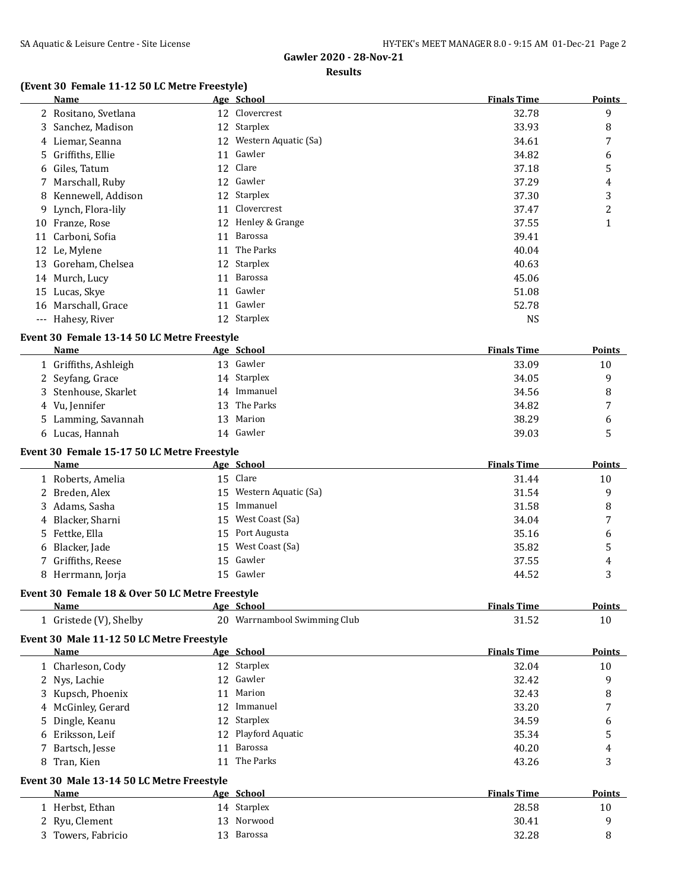**Gawler 2020 - 28-Nov-21**

**Results**

### (Event 30 Female 11-12 50 LC Metre Freestyle)

| | Name | Age | School | Finals Time | Points |
|---|---|---|---|---|---|
| 2 | Rositano, Svetlana | 12 | Clovercrest | 32.78 | 9 |
| 3 | Sanchez, Madison | 12 | Starplex | 33.93 | 8 |
| 4 | Liemar, Seanna | 12 | Western Aquatic (Sa) | 34.61 | 7 |
| 5 | Griffiths, Ellie | 11 | Gawler | 34.82 | 6 |
| 6 | Giles, Tatum | 12 | Clare | 37.18 | 5 |
| 7 | Marschall, Ruby | 12 | Gawler | 37.29 | 4 |
| 8 | Kennewell, Addison | 12 | Starplex | 37.30 | 3 |
| 9 | Lynch, Flora-lily | 11 | Clovercrest | 37.47 | 2 |
| 10 | Franze, Rose | 12 | Henley & Grange | 37.55 | 1 |
| 11 | Carboni, Sofia | 11 | Barossa | 39.41 | |
| 12 | Le, Mylene | 11 | The Parks | 40.04 | |
| 13 | Goreham, Chelsea | 12 | Starplex | 40.63 | |
| 14 | Murch, Lucy | 11 | Barossa | 45.06 | |
| 15 | Lucas, Skye | 11 | Gawler | 51.08 | |
| 16 | Marschall, Grace | 11 | Gawler | 52.78 | |
| --- | Hahesy, River | 12 | Starplex | NS | |

### Event 30 Female 13-14 50 LC Metre Freestyle

| | Name | Age | School | Finals Time | Points |
|---|---|---|---|---|---|
| 1 | Griffiths, Ashleigh | 13 | Gawler | 33.09 | 10 |
| 2 | Seyfang, Grace | 14 | Starplex | 34.05 | 9 |
| 3 | Stenhouse, Skarlet | 14 | Immanuel | 34.56 | 8 |
| 4 | Vu, Jennifer | 13 | The Parks | 34.82 | 7 |
| 5 | Lamming, Savannah | 13 | Marion | 38.29 | 6 |
| 6 | Lucas, Hannah | 14 | Gawler | 39.03 | 5 |

### Event 30 Female 15-17 50 LC Metre Freestyle

| | Name | Age | School | Finals Time | Points |
|---|---|---|---|---|---|
| 1 | Roberts, Amelia | 15 | Clare | 31.44 | 10 |
| 2 | Breden, Alex | 15 | Western Aquatic (Sa) | 31.54 | 9 |
| 3 | Adams, Sasha | 15 | Immanuel | 31.58 | 8 |
| 4 | Blacker, Sharni | 15 | West Coast (Sa) | 34.04 | 7 |
| 5 | Fettke, Ella | 15 | Port Augusta | 35.16 | 6 |
| 6 | Blacker, Jade | 15 | West Coast (Sa) | 35.82 | 5 |
| 7 | Griffiths, Reese | 15 | Gawler | 37.55 | 4 |
| 8 | Herrmann, Jorja | 15 | Gawler | 44.52 | 3 |

### Event 30 Female 18 & Over 50 LC Metre Freestyle

| | Name | Age | School | Finals Time | Points |
|---|---|---|---|---|---|
| 1 | Gristede (V), Shelby | 20 | Warrnambool Swimming Club | 31.52 | 10 |

### Event 30 Male 11-12 50 LC Metre Freestyle

| | Name | Age | School | Finals Time | Points |
|---|---|---|---|---|---|
| 1 | Charleson, Cody | 12 | Starplex | 32.04 | 10 |
| 2 | Nys, Lachie | 12 | Gawler | 32.42 | 9 |
| 3 | Kupsch, Phoenix | 11 | Marion | 32.43 | 8 |
| 4 | McGinley, Gerard | 12 | Immanuel | 33.20 | 7 |
| 5 | Dingle, Keanu | 12 | Starplex | 34.59 | 6 |
| 6 | Eriksson, Leif | 12 | Playford Aquatic | 35.34 | 5 |
| 7 | Bartsch, Jesse | 11 | Barossa | 40.20 | 4 |
| 8 | Tran, Kien | 11 | The Parks | 43.26 | 3 |

### Event 30 Male 13-14 50 LC Metre Freestyle

| | Name | Age | School | Finals Time | Points |
|---|---|---|---|---|---|
| 1 | Herbst, Ethan | 14 | Starplex | 28.58 | 10 |
| 2 | Ryu, Clement | 13 | Norwood | 30.41 | 9 |
| 3 | Towers, Fabricio | 13 | Barossa | 32.28 | 8 |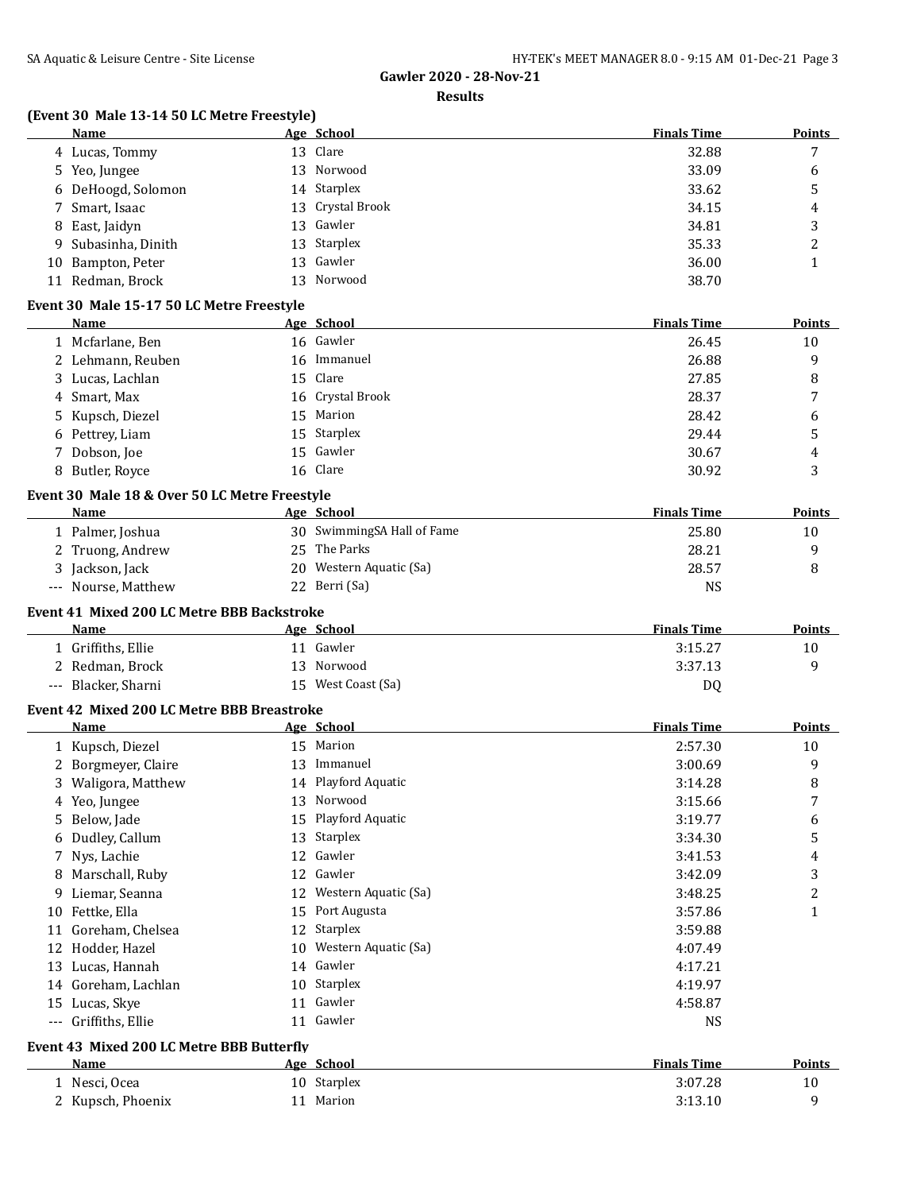## Gawler 2020 - 28-Nov-21

### Results

### (Event 30 Male 13-14 50 LC Metre Freestyle)

| | Name | Age | School | Finals Time | Points |
|---|---|---|---|---|---|
| 4 | Lucas, Tommy | 13 | Clare | 32.88 | 7 |
| 5 | Yeo, Jungee | 13 | Norwood | 33.09 | 6 |
| 6 | DeHoogd, Solomon | 14 | Starplex | 33.62 | 5 |
| 7 | Smart, Isaac | 13 | Crystal Brook | 34.15 | 4 |
| 8 | East, Jaidyn | 13 | Gawler | 34.81 | 3 |
| 9 | Subasinha, Dinith | 13 | Starplex | 35.33 | 2 |
| 10 | Bampton, Peter | 13 | Gawler | 36.00 | 1 |
| 11 | Redman, Brock | 13 | Norwood | 38.70 | |

### Event 30 Male 15-17 50 LC Metre Freestyle

| | Name | Age | School | Finals Time | Points |
|---|---|---|---|---|---|
| 1 | Mcfarlane, Ben | 16 | Gawler | 26.45 | 10 |
| 2 | Lehmann, Reuben | 16 | Immanuel | 26.88 | 9 |
| 3 | Lucas, Lachlan | 15 | Clare | 27.85 | 8 |
| 4 | Smart, Max | 16 | Crystal Brook | 28.37 | 7 |
| 5 | Kupsch, Diezel | 15 | Marion | 28.42 | 6 |
| 6 | Pettrey, Liam | 15 | Starplex | 29.44 | 5 |
| 7 | Dobson, Joe | 15 | Gawler | 30.67 | 4 |
| 8 | Butler, Royce | 16 | Clare | 30.92 | 3 |

### Event 30 Male 18 & Over 50 LC Metre Freestyle

| | Name | Age | School | Finals Time | Points |
|---|---|---|---|---|---|
| 1 | Palmer, Joshua | 30 | SwimmingSA Hall of Fame | 25.80 | 10 |
| 2 | Truong, Andrew | 25 | The Parks | 28.21 | 9 |
| 3 | Jackson, Jack | 20 | Western Aquatic (Sa) | 28.57 | 8 |
| --- | Nourse, Matthew | 22 | Berri (Sa) | NS | |

### Event 41 Mixed 200 LC Metre BBB Backstroke

| | Name | Age | School | Finals Time | Points |
|---|---|---|---|---|---|
| 1 | Griffiths, Ellie | 11 | Gawler | 3:15.27 | 10 |
| 2 | Redman, Brock | 13 | Norwood | 3:37.13 | 9 |
| --- | Blacker, Sharni | 15 | West Coast (Sa) | DQ | |

### Event 42 Mixed 200 LC Metre BBB Breastroke

| | Name | Age | School | Finals Time | Points |
|---|---|---|---|---|---|
| 1 | Kupsch, Diezel | 15 | Marion | 2:57.30 | 10 |
| 2 | Borgmeyer, Claire | 13 | Immanuel | 3:00.69 | 9 |
| 3 | Waligora, Matthew | 14 | Playford Aquatic | 3:14.28 | 8 |
| 4 | Yeo, Jungee | 13 | Norwood | 3:15.66 | 7 |
| 5 | Below, Jade | 15 | Playford Aquatic | 3:19.77 | 6 |
| 6 | Dudley, Callum | 13 | Starplex | 3:34.30 | 5 |
| 7 | Nys, Lachie | 12 | Gawler | 3:41.53 | 4 |
| 8 | Marschall, Ruby | 12 | Gawler | 3:42.09 | 3 |
| 9 | Liemar, Seanna | 12 | Western Aquatic (Sa) | 3:48.25 | 2 |
| 10 | Fettke, Ella | 15 | Port Augusta | 3:57.86 | 1 |
| 11 | Goreham, Chelsea | 12 | Starplex | 3:59.88 | |
| 12 | Hodder, Hazel | 10 | Western Aquatic (Sa) | 4:07.49 | |
| 13 | Lucas, Hannah | 14 | Gawler | 4:17.21 | |
| 14 | Goreham, Lachlan | 10 | Starplex | 4:19.97 | |
| 15 | Lucas, Skye | 11 | Gawler | 4:58.87 | |
| --- | Griffiths, Ellie | 11 | Gawler | NS | |

### Event 43 Mixed 200 LC Metre BBB Butterfly

| | Name | Age | School | Finals Time | Points |
|---|---|---|---|---|---|
| 1 | Nesci, Ocea | 10 | Starplex | 3:07.28 | 10 |
| 2 | Kupsch, Phoenix | 11 | Marion | 3:13.10 | 9 |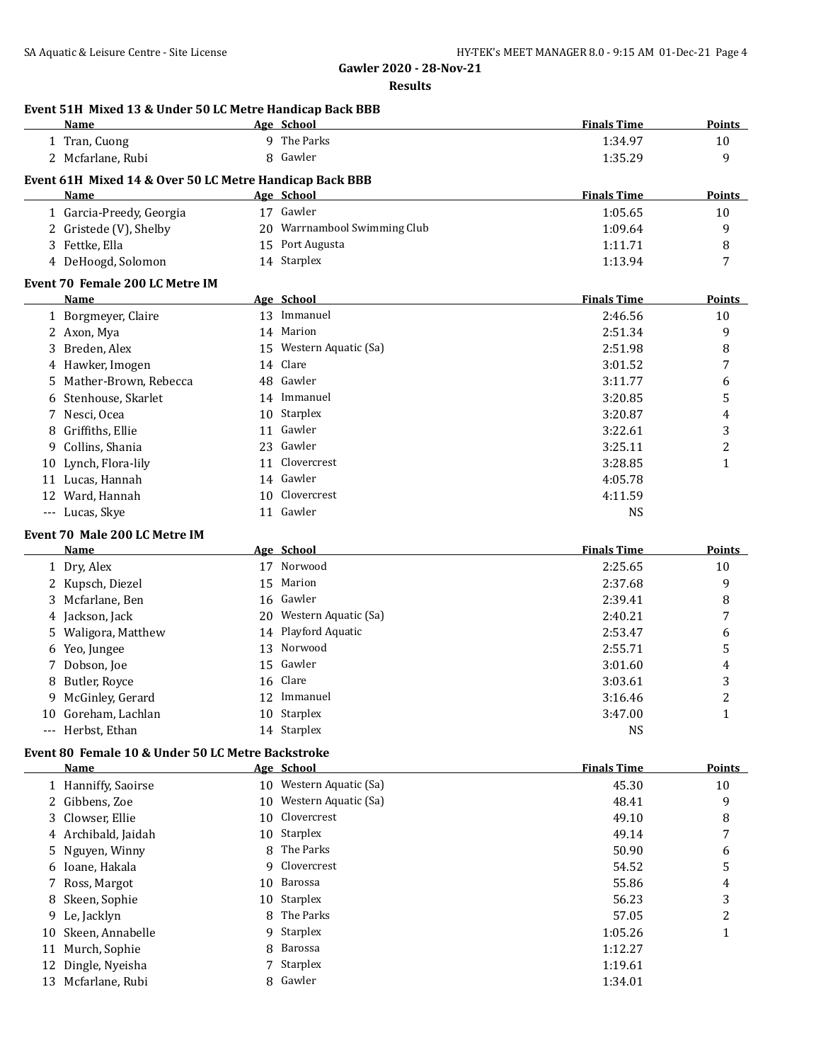## Gawler 2020 - 28-Nov-21

### Results

#### Event 51H Mixed 13 & Under 50 LC Metre Handicap Back BBB

| | Name | Age | School | Finals Time | Points |
|---|---|---|---|---|---|
| 1 | Tran, Cuong | 9 | The Parks | 1:34.97 | 10 |
| 2 | Mcfarlane, Rubi | 8 | Gawler | 1:35.29 | 9 |

#### Event 61H Mixed 14 & Over 50 LC Metre Handicap Back BBB

| | Name | Age | School | Finals Time | Points |
|---|---|---|---|---|---|
| 1 | Garcia-Preedy, Georgia | 17 | Gawler | 1:05.65 | 10 |
| 2 | Gristede (V), Shelby | 20 | Warrnambool Swimming Club | 1:09.64 | 9 |
| 3 | Fettke, Ella | 15 | Port Augusta | 1:11.71 | 8 |
| 4 | DeHoogd, Solomon | 14 | Starplex | 1:13.94 | 7 |

#### Event 70 Female 200 LC Metre IM

| | Name | Age | School | Finals Time | Points |
|---|---|---|---|---|---|
| 1 | Borgmeyer, Claire | 13 | Immanuel | 2:46.56 | 10 |
| 2 | Axon, Mya | 14 | Marion | 2:51.34 | 9 |
| 3 | Breden, Alex | 15 | Western Aquatic (Sa) | 2:51.98 | 8 |
| 4 | Hawker, Imogen | 14 | Clare | 3:01.52 | 7 |
| 5 | Mather-Brown, Rebecca | 48 | Gawler | 3:11.77 | 6 |
| 6 | Stenhouse, Skarlet | 14 | Immanuel | 3:20.85 | 5 |
| 7 | Nesci, Ocea | 10 | Starplex | 3:20.87 | 4 |
| 8 | Griffiths, Ellie | 11 | Gawler | 3:22.61 | 3 |
| 9 | Collins, Shania | 23 | Gawler | 3:25.11 | 2 |
| 10 | Lynch, Flora-lily | 11 | Clovercrest | 3:28.85 | 1 |
| 11 | Lucas, Hannah | 14 | Gawler | 4:05.78 | |
| 12 | Ward, Hannah | 10 | Clovercrest | 4:11.59 | |
| --- | Lucas, Skye | 11 | Gawler | NS | |

#### Event 70 Male 200 LC Metre IM

| | Name | Age | School | Finals Time | Points |
|---|---|---|---|---|---|
| 1 | Dry, Alex | 17 | Norwood | 2:25.65 | 10 |
| 2 | Kupsch, Diezel | 15 | Marion | 2:37.68 | 9 |
| 3 | Mcfarlane, Ben | 16 | Gawler | 2:39.41 | 8 |
| 4 | Jackson, Jack | 20 | Western Aquatic (Sa) | 2:40.21 | 7 |
| 5 | Waligora, Matthew | 14 | Playford Aquatic | 2:53.47 | 6 |
| 6 | Yeo, Jungee | 13 | Norwood | 2:55.71 | 5 |
| 7 | Dobson, Joe | 15 | Gawler | 3:01.60 | 4 |
| 8 | Butler, Royce | 16 | Clare | 3:03.61 | 3 |
| 9 | McGinley, Gerard | 12 | Immanuel | 3:16.46 | 2 |
| 10 | Goreham, Lachlan | 10 | Starplex | 3:47.00 | 1 |
| --- | Herbst, Ethan | 14 | Starplex | NS | |

#### Event 80 Female 10 & Under 50 LC Metre Backstroke

| | Name | Age | School | Finals Time | Points |
|---|---|---|---|---|---|
| 1 | Hanniffy, Saoirse | 10 | Western Aquatic (Sa) | 45.30 | 10 |
| 2 | Gibbens, Zoe | 10 | Western Aquatic (Sa) | 48.41 | 9 |
| 3 | Clowser, Ellie | 10 | Clovercrest | 49.10 | 8 |
| 4 | Archibald, Jaidah | 10 | Starplex | 49.14 | 7 |
| 5 | Nguyen, Winny | 8 | The Parks | 50.90 | 6 |
| 6 | Ioane, Hakala | 9 | Clovercrest | 54.52 | 5 |
| 7 | Ross, Margot | 10 | Barossa | 55.86 | 4 |
| 8 | Skeen, Sophie | 10 | Starplex | 56.23 | 3 |
| 9 | Le, Jacklyn | 8 | The Parks | 57.05 | 2 |
| 10 | Skeen, Annabelle | 9 | Starplex | 1:05.26 | 1 |
| 11 | Murch, Sophie | 8 | Barossa | 1:12.27 | |
| 12 | Dingle, Nyeisha | 7 | Starplex | 1:19.61 | |
| 13 | Mcfarlane, Rubi | 8 | Gawler | 1:34.01 | |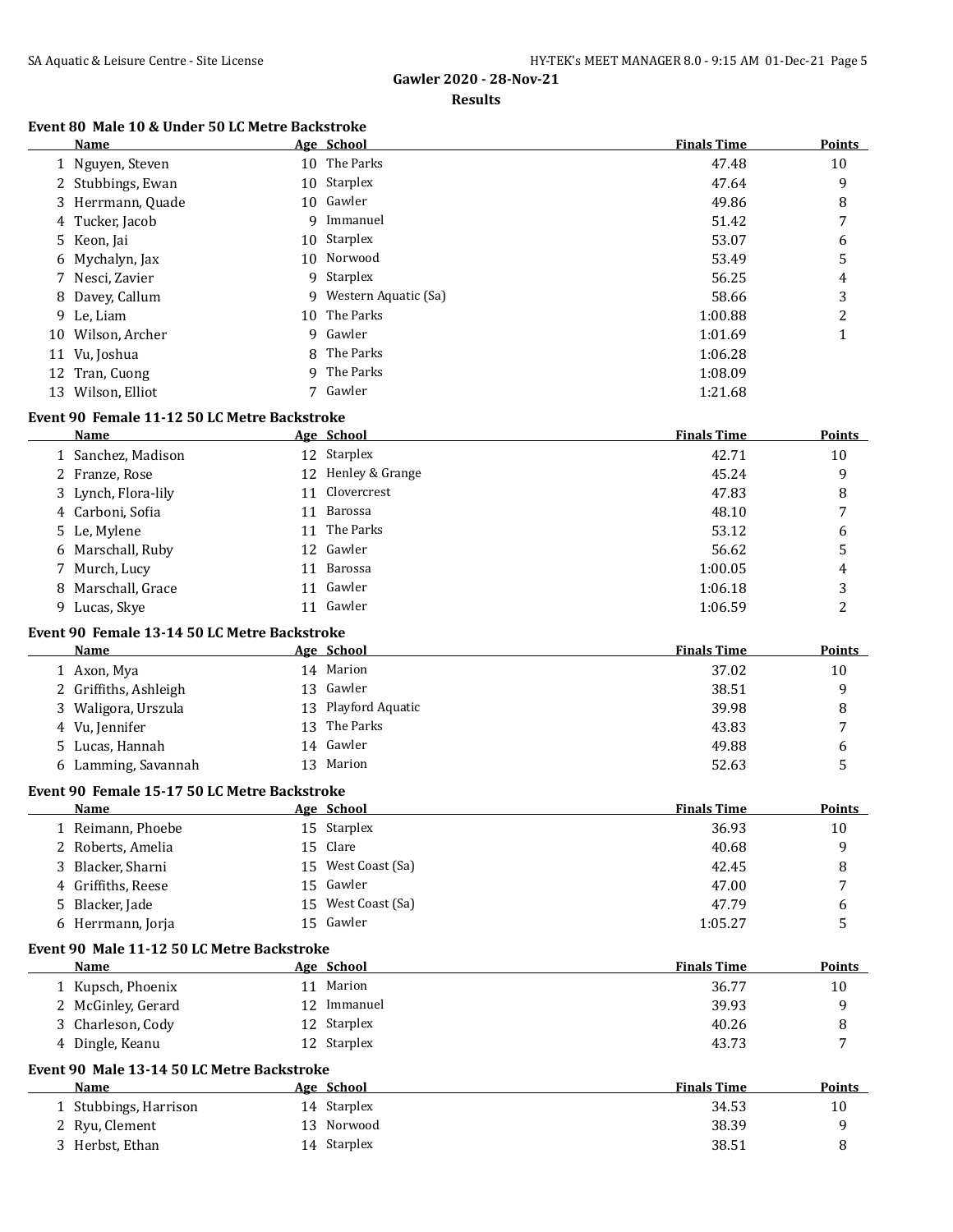## Gawler 2020 - 28-Nov-21

### Results

#### Event 80 Male 10 & Under 50 LC Metre Backstroke

| | Name | Age | School | Finals Time | Points |
|---|---|---|---|---|---|
| 1 | Nguyen, Steven | 10 | The Parks | 47.48 | 10 |
| 2 | Stubbings, Ewan | 10 | Starplex | 47.64 | 9 |
| 3 | Herrmann, Quade | 10 | Gawler | 49.86 | 8 |
| 4 | Tucker, Jacob | 9 | Immanuel | 51.42 | 7 |
| 5 | Keon, Jai | 10 | Starplex | 53.07 | 6 |
| 6 | Mychalyn, Jax | 10 | Norwood | 53.49 | 5 |
| 7 | Nesci, Zavier | 9 | Starplex | 56.25 | 4 |
| 8 | Davey, Callum | 9 | Western Aquatic (Sa) | 58.66 | 3 |
| 9 | Le, Liam | 10 | The Parks | 1:00.88 | 2 |
| 10 | Wilson, Archer | 9 | Gawler | 1:01.69 | 1 |
| 11 | Vu, Joshua | 8 | The Parks | 1:06.28 | |
| 12 | Tran, Cuong | 9 | The Parks | 1:08.09 | |
| 13 | Wilson, Elliot | 7 | Gawler | 1:21.68 | |

#### Event 90 Female 11-12 50 LC Metre Backstroke

| | Name | Age | School | Finals Time | Points |
|---|---|---|---|---|---|
| 1 | Sanchez, Madison | 12 | Starplex | 42.71 | 10 |
| 2 | Franze, Rose | 12 | Henley & Grange | 45.24 | 9 |
| 3 | Lynch, Flora-lily | 11 | Clovercrest | 47.83 | 8 |
| 4 | Carboni, Sofia | 11 | Barossa | 48.10 | 7 |
| 5 | Le, Mylene | 11 | The Parks | 53.12 | 6 |
| 6 | Marschall, Ruby | 12 | Gawler | 56.62 | 5 |
| 7 | Murch, Lucy | 11 | Barossa | 1:00.05 | 4 |
| 8 | Marschall, Grace | 11 | Gawler | 1:06.18 | 3 |
| 9 | Lucas, Skye | 11 | Gawler | 1:06.59 | 2 |

#### Event 90 Female 13-14 50 LC Metre Backstroke

| | Name | Age | School | Finals Time | Points |
|---|---|---|---|---|---|
| 1 | Axon, Mya | 14 | Marion | 37.02 | 10 |
| 2 | Griffiths, Ashleigh | 13 | Gawler | 38.51 | 9 |
| 3 | Waligora, Urszula | 13 | Playford Aquatic | 39.98 | 8 |
| 4 | Vu, Jennifer | 13 | The Parks | 43.83 | 7 |
| 5 | Lucas, Hannah | 14 | Gawler | 49.88 | 6 |
| 6 | Lamming, Savannah | 13 | Marion | 52.63 | 5 |

#### Event 90 Female 15-17 50 LC Metre Backstroke

| | Name | Age | School | Finals Time | Points |
|---|---|---|---|---|---|
| 1 | Reimann, Phoebe | 15 | Starplex | 36.93 | 10 |
| 2 | Roberts, Amelia | 15 | Clare | 40.68 | 9 |
| 3 | Blacker, Sharni | 15 | West Coast (Sa) | 42.45 | 8 |
| 4 | Griffiths, Reese | 15 | Gawler | 47.00 | 7 |
| 5 | Blacker, Jade | 15 | West Coast (Sa) | 47.79 | 6 |
| 6 | Herrmann, Jorja | 15 | Gawler | 1:05.27 | 5 |

#### Event 90 Male 11-12 50 LC Metre Backstroke

| | Name | Age | School | Finals Time | Points |
|---|---|---|---|---|---|
| 1 | Kupsch, Phoenix | 11 | Marion | 36.77 | 10 |
| 2 | McGinley, Gerard | 12 | Immanuel | 39.93 | 9 |
| 3 | Charleson, Cody | 12 | Starplex | 40.26 | 8 |
| 4 | Dingle, Keanu | 12 | Starplex | 43.73 | 7 |

#### Event 90 Male 13-14 50 LC Metre Backstroke

| | Name | Age | School | Finals Time | Points |
|---|---|---|---|---|---|
| 1 | Stubbings, Harrison | 14 | Starplex | 34.53 | 10 |
| 2 | Ryu, Clement | 13 | Norwood | 38.39 | 9 |
| 3 | Herbst, Ethan | 14 | Starplex | 38.51 | 8 |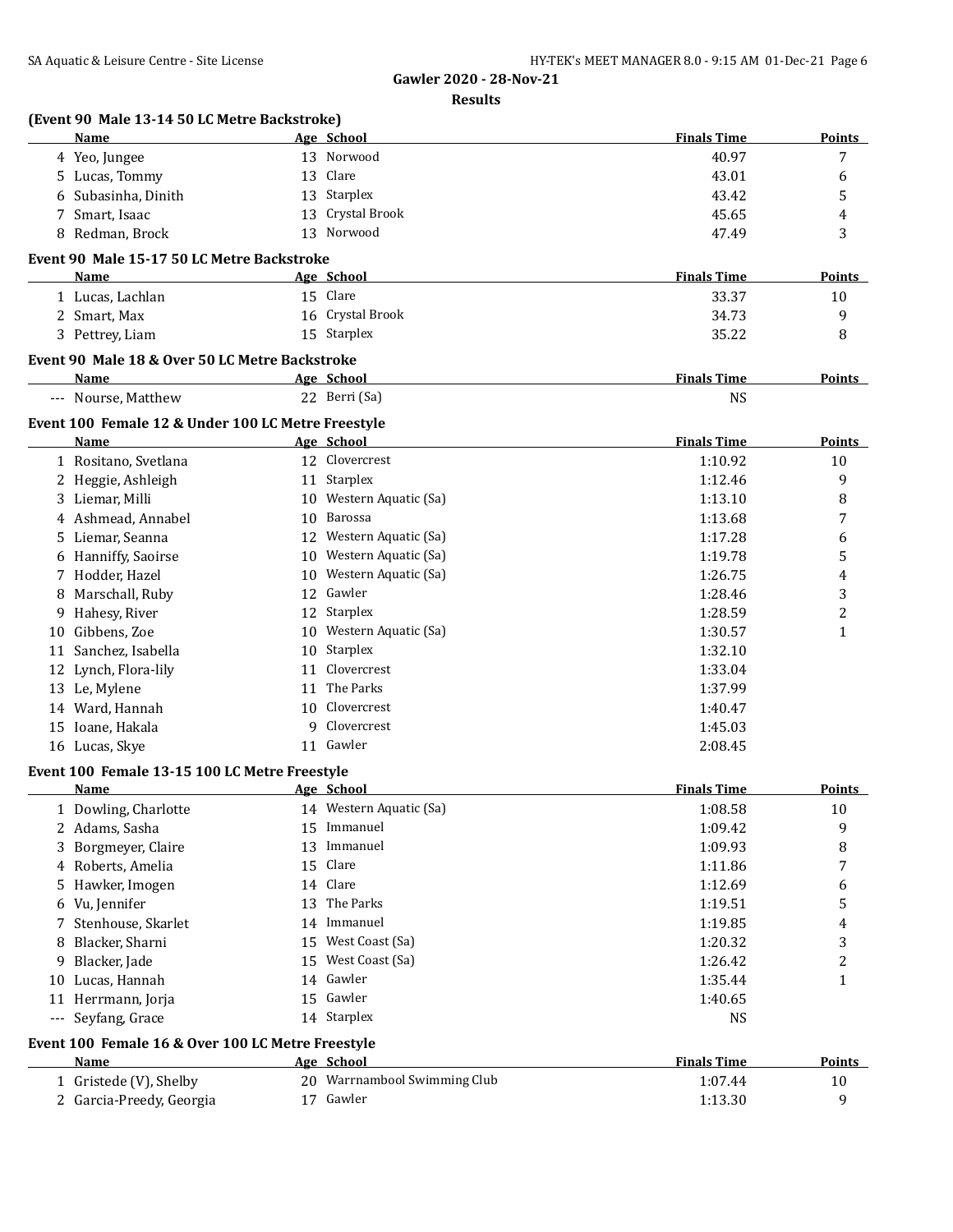## Gawler 2020 - 28-Nov-21

### Results

**(Event 90 Male 13-14 50 LC Metre Backstroke)**

| | Name | Age | School | Finals Time | Points |
|---|---|---|---|---|---|
| 4 | Yeo, Jungee | 13 | Norwood | 40.97 | 7 |
| 5 | Lucas, Tommy | 13 | Clare | 43.01 | 6 |
| 6 | Subasinha, Dinith | 13 | Starplex | 43.42 | 5 |
| 7 | Smart, Isaac | 13 | Crystal Brook | 45.65 | 4 |
| 8 | Redman, Brock | 13 | Norwood | 47.49 | 3 |

**Event 90 Male 15-17 50 LC Metre Backstroke**

| | Name | Age | School | Finals Time | Points |
|---|---|---|---|---|---|
| 1 | Lucas, Lachlan | 15 | Clare | 33.37 | 10 |
| 2 | Smart, Max | 16 | Crystal Brook | 34.73 | 9 |
| 3 | Pettrey, Liam | 15 | Starplex | 35.22 | 8 |

**Event 90 Male 18 & Over 50 LC Metre Backstroke**

| | Name | Age | School | Finals Time | Points |
|---|---|---|---|---|---|
| --- | Nourse, Matthew | 22 | Berri (Sa) | NS | |

**Event 100 Female 12 & Under 100 LC Metre Freestyle**

| | Name | Age | School | Finals Time | Points |
|---|---|---|---|---|---|
| 1 | Rositano, Svetlana | 12 | Clovercrest | 1:10.92 | 10 |
| 2 | Heggie, Ashleigh | 11 | Starplex | 1:12.46 | 9 |
| 3 | Liemar, Milli | 10 | Western Aquatic (Sa) | 1:13.10 | 8 |
| 4 | Ashmead, Annabel | 10 | Barossa | 1:13.68 | 7 |
| 5 | Liemar, Seanna | 12 | Western Aquatic (Sa) | 1:17.28 | 6 |
| 6 | Hanniffy, Saoirse | 10 | Western Aquatic (Sa) | 1:19.78 | 5 |
| 7 | Hodder, Hazel | 10 | Western Aquatic (Sa) | 1:26.75 | 4 |
| 8 | Marschall, Ruby | 12 | Gawler | 1:28.46 | 3 |
| 9 | Hahesy, River | 12 | Starplex | 1:28.59 | 2 |
| 10 | Gibbens, Zoe | 10 | Western Aquatic (Sa) | 1:30.57 | 1 |
| 11 | Sanchez, Isabella | 10 | Starplex | 1:32.10 | |
| 12 | Lynch, Flora-lily | 11 | Clovercrest | 1:33.04 | |
| 13 | Le, Mylene | 11 | The Parks | 1:37.99 | |
| 14 | Ward, Hannah | 10 | Clovercrest | 1:40.47 | |
| 15 | Ioane, Hakala | 9 | Clovercrest | 1:45.03 | |
| 16 | Lucas, Skye | 11 | Gawler | 2:08.45 | |

**Event 100 Female 13-15 100 LC Metre Freestyle**

| | Name | Age | School | Finals Time | Points |
|---|---|---|---|---|---|
| 1 | Dowling, Charlotte | 14 | Western Aquatic (Sa) | 1:08.58 | 10 |
| 2 | Adams, Sasha | 15 | Immanuel | 1:09.42 | 9 |
| 3 | Borgmeyer, Claire | 13 | Immanuel | 1:09.93 | 8 |
| 4 | Roberts, Amelia | 15 | Clare | 1:11.86 | 7 |
| 5 | Hawker, Imogen | 14 | Clare | 1:12.69 | 6 |
| 6 | Vu, Jennifer | 13 | The Parks | 1:19.51 | 5 |
| 7 | Stenhouse, Skarlet | 14 | Immanuel | 1:19.85 | 4 |
| 8 | Blacker, Sharni | 15 | West Coast (Sa) | 1:20.32 | 3 |
| 9 | Blacker, Jade | 15 | West Coast (Sa) | 1:26.42 | 2 |
| 10 | Lucas, Hannah | 14 | Gawler | 1:35.44 | 1 |
| 11 | Herrmann, Jorja | 15 | Gawler | 1:40.65 | |
| --- | Seyfang, Grace | 14 | Starplex | NS | |

**Event 100 Female 16 & Over 100 LC Metre Freestyle**

| | Name | Age | School | Finals Time | Points |
|---|---|---|---|---|---|
| 1 | Gristede (V), Shelby | 20 | Warrnambool Swimming Club | 1:07.44 | 10 |
| 2 | Garcia-Preedy, Georgia | 17 | Gawler | 1:13.30 | 9 |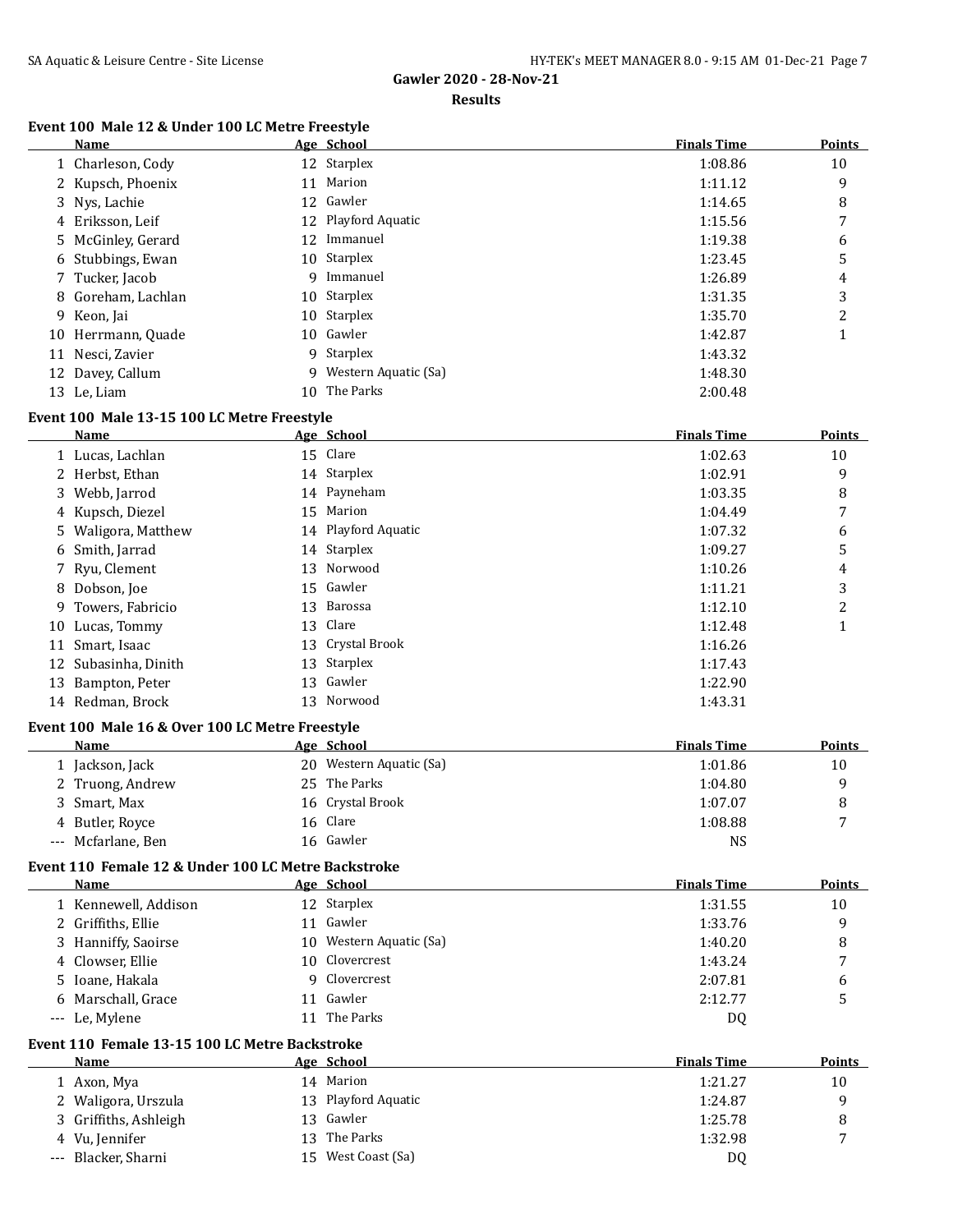# Gawler 2020 - 28-Nov-21

## Results

### Event 100 Male 12 & Under 100 LC Metre Freestyle

| | Name | Age | School | Finals Time | Points |
|---|---|---|---|---|---|
| 1 | Charleson, Cody | 12 | Starplex | 1:08.86 | 10 |
| 2 | Kupsch, Phoenix | 11 | Marion | 1:11.12 | 9 |
| 3 | Nys, Lachie | 12 | Gawler | 1:14.65 | 8 |
| 4 | Eriksson, Leif | 12 | Playford Aquatic | 1:15.56 | 7 |
| 5 | McGinley, Gerard | 12 | Immanuel | 1:19.38 | 6 |
| 6 | Stubbings, Ewan | 10 | Starplex | 1:23.45 | 5 |
| 7 | Tucker, Jacob | 9 | Immanuel | 1:26.89 | 4 |
| 8 | Goreham, Lachlan | 10 | Starplex | 1:31.35 | 3 |
| 9 | Keon, Jai | 10 | Starplex | 1:35.70 | 2 |
| 10 | Herrmann, Quade | 10 | Gawler | 1:42.87 | 1 |
| 11 | Nesci, Zavier | 9 | Starplex | 1:43.32 | |
| 12 | Davey, Callum | 9 | Western Aquatic (Sa) | 1:48.30 | |
| 13 | Le, Liam | 10 | The Parks | 2:00.48 | |

### Event 100 Male 13-15 100 LC Metre Freestyle

| | Name | Age | School | Finals Time | Points |
|---|---|---|---|---|---|
| 1 | Lucas, Lachlan | 15 | Clare | 1:02.63 | 10 |
| 2 | Herbst, Ethan | 14 | Starplex | 1:02.91 | 9 |
| 3 | Webb, Jarrod | 14 | Payneham | 1:03.35 | 8 |
| 4 | Kupsch, Diezel | 15 | Marion | 1:04.49 | 7 |
| 5 | Waligora, Matthew | 14 | Playford Aquatic | 1:07.32 | 6 |
| 6 | Smith, Jarrad | 14 | Starplex | 1:09.27 | 5 |
| 7 | Ryu, Clement | 13 | Norwood | 1:10.26 | 4 |
| 8 | Dobson, Joe | 15 | Gawler | 1:11.21 | 3 |
| 9 | Towers, Fabricio | 13 | Barossa | 1:12.10 | 2 |
| 10 | Lucas, Tommy | 13 | Clare | 1:12.48 | 1 |
| 11 | Smart, Isaac | 13 | Crystal Brook | 1:16.26 | |
| 12 | Subasinha, Dinith | 13 | Starplex | 1:17.43 | |
| 13 | Bampton, Peter | 13 | Gawler | 1:22.90 | |
| 14 | Redman, Brock | 13 | Norwood | 1:43.31 | |

### Event 100 Male 16 & Over 100 LC Metre Freestyle

| | Name | Age | School | Finals Time | Points |
|---|---|---|---|---|---|
| 1 | Jackson, Jack | 20 | Western Aquatic (Sa) | 1:01.86 | 10 |
| 2 | Truong, Andrew | 25 | The Parks | 1:04.80 | 9 |
| 3 | Smart, Max | 16 | Crystal Brook | 1:07.07 | 8 |
| 4 | Butler, Royce | 16 | Clare | 1:08.88 | 7 |
| --- | Mcfarlane, Ben | 16 | Gawler | NS | |

### Event 110 Female 12 & Under 100 LC Metre Backstroke

| | Name | Age | School | Finals Time | Points |
|---|---|---|---|---|---|
| 1 | Kennewell, Addison | 12 | Starplex | 1:31.55 | 10 |
| 2 | Griffiths, Ellie | 11 | Gawler | 1:33.76 | 9 |
| 3 | Hanniffy, Saoirse | 10 | Western Aquatic (Sa) | 1:40.20 | 8 |
| 4 | Clowser, Ellie | 10 | Clovercrest | 1:43.24 | 7 |
| 5 | Ioane, Hakala | 9 | Clovercrest | 2:07.81 | 6 |
| 6 | Marschall, Grace | 11 | Gawler | 2:12.77 | 5 |
| --- | Le, Mylene | 11 | The Parks | DQ | |

### Event 110 Female 13-15 100 LC Metre Backstroke

| | Name | Age | School | Finals Time | Points |
|---|---|---|---|---|---|
| 1 | Axon, Mya | 14 | Marion | 1:21.27 | 10 |
| 2 | Waligora, Urszula | 13 | Playford Aquatic | 1:24.87 | 9 |
| 3 | Griffiths, Ashleigh | 13 | Gawler | 1:25.78 | 8 |
| 4 | Vu, Jennifer | 13 | The Parks | 1:32.98 | 7 |
| --- | Blacker, Sharni | 15 | West Coast (Sa) | DQ | |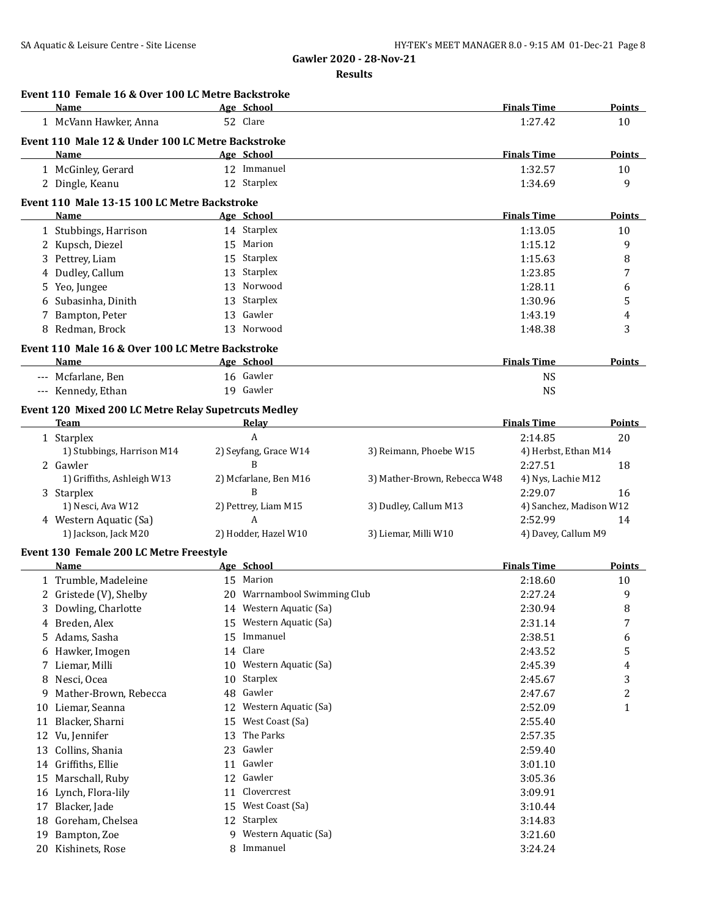# Gawler 2020 - 28-Nov-21

## Results

### Event 110 Female 16 & Over 100 LC Metre Backstroke

| | Name | Age | School | Finals Time | Points |
|---|---|---|---|---|---|
| 1 | McVann Hawker, Anna | 52 | Clare | 1:27.42 | 10 |

### Event 110 Male 12 & Under 100 LC Metre Backstroke

| | Name | Age | School | Finals Time | Points |
|---|---|---|---|---|---|
| 1 | McGinley, Gerard | 12 | Immanuel | 1:32.57 | 10 |
| 2 | Dingle, Keanu | 12 | Starplex | 1:34.69 | 9 |

### Event 110 Male 13-15 100 LC Metre Backstroke

| | Name | Age | School | Finals Time | Points |
|---|---|---|---|---|---|
| 1 | Stubbings, Harrison | 14 | Starplex | 1:13.05 | 10 |
| 2 | Kupsch, Diezel | 15 | Marion | 1:15.12 | 9 |
| 3 | Pettrey, Liam | 15 | Starplex | 1:15.63 | 8 |
| 4 | Dudley, Callum | 13 | Starplex | 1:23.85 | 7 |
| 5 | Yeo, Jungee | 13 | Norwood | 1:28.11 | 6 |
| 6 | Subasinha, Dinith | 13 | Starplex | 1:30.96 | 5 |
| 7 | Bampton, Peter | 13 | Gawler | 1:43.19 | 4 |
| 8 | Redman, Brock | 13 | Norwood | 1:48.38 | 3 |

### Event 110 Male 16 & Over 100 LC Metre Backstroke

| | Name | Age | School | Finals Time | Points |
|---|---|---|---|---|---|
| --- | Mcfarlane, Ben | 16 | Gawler | NS | |
| --- | Kennedy, Ethan | 19 | Gawler | NS | |

### Event 120 Mixed 200 LC Metre Relay Supetrcuts Medley

| | Team | Relay | | Finals Time | Points |
|---|---|---|---|---|---|
| 1 | Starplex | A | | 2:14.85 | 20 |
| | 1) Stubbings, Harrison M14 | 2) Seyfang, Grace W14 | 3) Reimann, Phoebe W15 | 4) Herbst, Ethan M14 | |
| 2 | Gawler | B | | 2:27.51 | 18 |
| | 1) Griffiths, Ashleigh W13 | 2) Mcfarlane, Ben M16 | 3) Mather-Brown, Rebecca W48 | 4) Nys, Lachie M12 | |
| 3 | Starplex | B | | 2:29.07 | 16 |
| | 1) Nesci, Ava W12 | 2) Pettrey, Liam M15 | 3) Dudley, Callum M13 | 4) Sanchez, Madison W12 | |
| 4 | Western Aquatic (Sa) | A | | 2:52.99 | 14 |
| | 1) Jackson, Jack M20 | 2) Hodder, Hazel W10 | 3) Liemar, Milli W10 | 4) Davey, Callum M9 | |

### Event 130 Female 200 LC Metre Freestyle

| | Name | Age | School | Finals Time | Points |
|---|---|---|---|---|---|
| 1 | Trumble, Madeleine | 15 | Marion | 2:18.60 | 10 |
| 2 | Gristede (V), Shelby | 20 | Warrnambool Swimming Club | 2:27.24 | 9 |
| 3 | Dowling, Charlotte | 14 | Western Aquatic (Sa) | 2:30.94 | 8 |
| 4 | Breden, Alex | 15 | Western Aquatic (Sa) | 2:31.14 | 7 |
| 5 | Adams, Sasha | 15 | Immanuel | 2:38.51 | 6 |
| 6 | Hawker, Imogen | 14 | Clare | 2:43.52 | 5 |
| 7 | Liemar, Milli | 10 | Western Aquatic (Sa) | 2:45.39 | 4 |
| 8 | Nesci, Ocea | 10 | Starplex | 2:45.67 | 3 |
| 9 | Mather-Brown, Rebecca | 48 | Gawler | 2:47.67 | 2 |
| 10 | Liemar, Seanna | 12 | Western Aquatic (Sa) | 2:52.09 | 1 |
| 11 | Blacker, Sharni | 15 | West Coast (Sa) | 2:55.40 | |
| 12 | Vu, Jennifer | 13 | The Parks | 2:57.35 | |
| 13 | Collins, Shania | 23 | Gawler | 2:59.40 | |
| 14 | Griffiths, Ellie | 11 | Gawler | 3:01.10 | |
| 15 | Marschall, Ruby | 12 | Gawler | 3:05.36 | |
| 16 | Lynch, Flora-lily | 11 | Clovercrest | 3:09.91 | |
| 17 | Blacker, Jade | 15 | West Coast (Sa) | 3:10.44 | |
| 18 | Goreham, Chelsea | 12 | Starplex | 3:14.83 | |
| 19 | Bampton, Zoe | 9 | Western Aquatic (Sa) | 3:21.60 | |
| 20 | Kishinets, Rose | 8 | Immanuel | 3:24.24 | |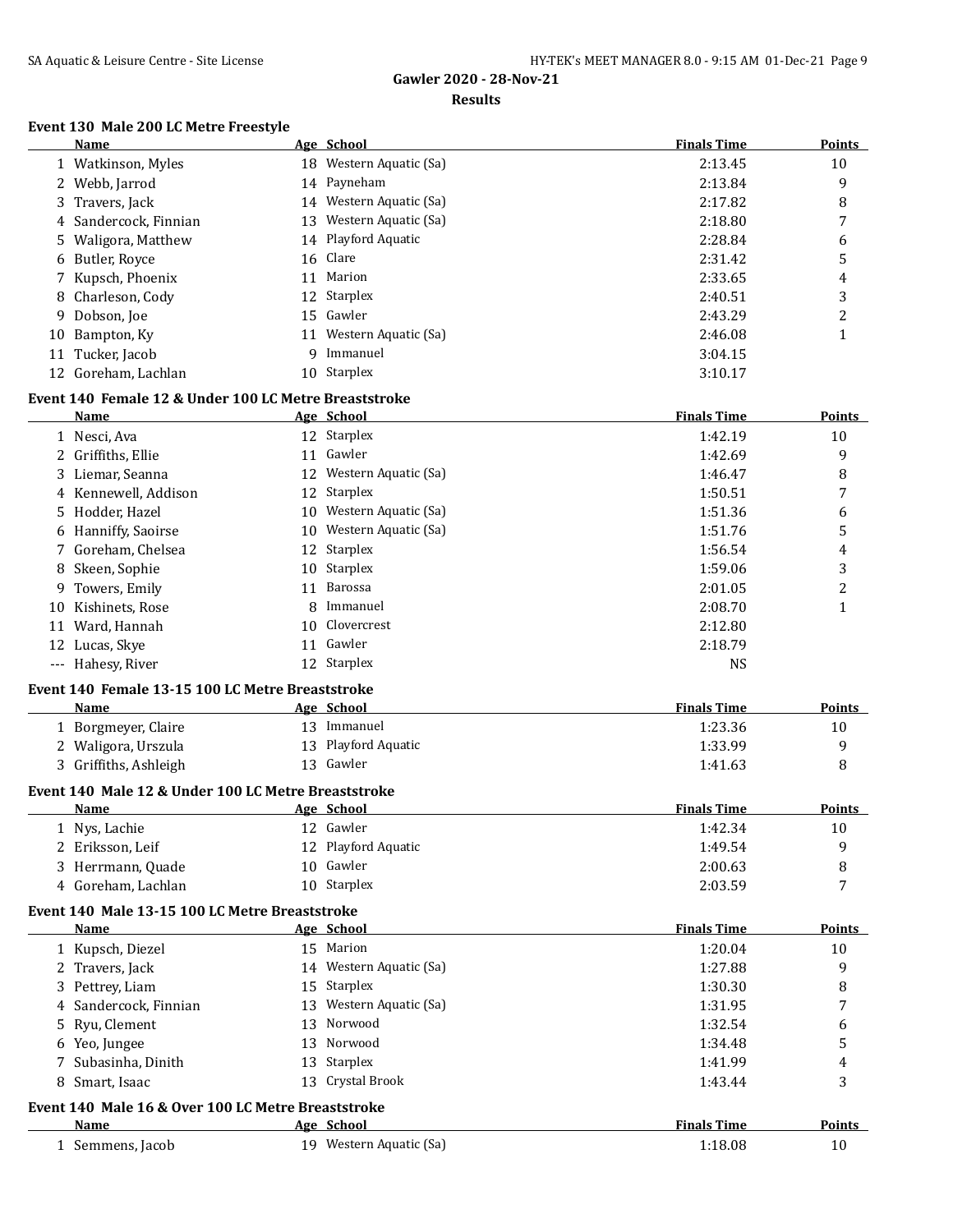## Gawler 2020 - 28-Nov-21

### Results

#### Event 130 Male 200 LC Metre Freestyle

| | Name | Age | School | Finals Time | Points |
|---|---|---|---|---|---|
| 1 | Watkinson, Myles | 18 | Western Aquatic (Sa) | 2:13.45 | 10 |
| 2 | Webb, Jarrod | 14 | Payneham | 2:13.84 | 9 |
| 3 | Travers, Jack | 14 | Western Aquatic (Sa) | 2:17.82 | 8 |
| 4 | Sandercock, Finnian | 13 | Western Aquatic (Sa) | 2:18.80 | 7 |
| 5 | Waligora, Matthew | 14 | Playford Aquatic | 2:28.84 | 6 |
| 6 | Butler, Royce | 16 | Clare | 2:31.42 | 5 |
| 7 | Kupsch, Phoenix | 11 | Marion | 2:33.65 | 4 |
| 8 | Charleson, Cody | 12 | Starplex | 2:40.51 | 3 |
| 9 | Dobson, Joe | 15 | Gawler | 2:43.29 | 2 |
| 10 | Bampton, Ky | 11 | Western Aquatic (Sa) | 2:46.08 | 1 |
| 11 | Tucker, Jacob | 9 | Immanuel | 3:04.15 | |
| 12 | Goreham, Lachlan | 10 | Starplex | 3:10.17 | |

#### Event 140 Female 12 & Under 100 LC Metre Breaststroke

| | Name | Age | School | Finals Time | Points |
|---|---|---|---|---|---|
| 1 | Nesci, Ava | 12 | Starplex | 1:42.19 | 10 |
| 2 | Griffiths, Ellie | 11 | Gawler | 1:42.69 | 9 |
| 3 | Liemar, Seanna | 12 | Western Aquatic (Sa) | 1:46.47 | 8 |
| 4 | Kennewell, Addison | 12 | Starplex | 1:50.51 | 7 |
| 5 | Hodder, Hazel | 10 | Western Aquatic (Sa) | 1:51.36 | 6 |
| 6 | Hanniffy, Saoirse | 10 | Western Aquatic (Sa) | 1:51.76 | 5 |
| 7 | Goreham, Chelsea | 12 | Starplex | 1:56.54 | 4 |
| 8 | Skeen, Sophie | 10 | Starplex | 1:59.06 | 3 |
| 9 | Towers, Emily | 11 | Barossa | 2:01.05 | 2 |
| 10 | Kishinets, Rose | 8 | Immanuel | 2:08.70 | 1 |
| 11 | Ward, Hannah | 10 | Clovercrest | 2:12.80 | |
| 12 | Lucas, Skye | 11 | Gawler | 2:18.79 | |
| --- | Hahesy, River | 12 | Starplex | NS | |

#### Event 140 Female 13-15 100 LC Metre Breaststroke

| | Name | Age | School | Finals Time | Points |
|---|---|---|---|---|---|
| 1 | Borgmeyer, Claire | 13 | Immanuel | 1:23.36 | 10 |
| 2 | Waligora, Urszula | 13 | Playford Aquatic | 1:33.99 | 9 |
| 3 | Griffiths, Ashleigh | 13 | Gawler | 1:41.63 | 8 |

#### Event 140 Male 12 & Under 100 LC Metre Breaststroke

| | Name | Age | School | Finals Time | Points |
|---|---|---|---|---|---|
| 1 | Nys, Lachie | 12 | Gawler | 1:42.34 | 10 |
| 2 | Eriksson, Leif | 12 | Playford Aquatic | 1:49.54 | 9 |
| 3 | Herrmann, Quade | 10 | Gawler | 2:00.63 | 8 |
| 4 | Goreham, Lachlan | 10 | Starplex | 2:03.59 | 7 |

#### Event 140 Male 13-15 100 LC Metre Breaststroke

| | Name | Age | School | Finals Time | Points |
|---|---|---|---|---|---|
| 1 | Kupsch, Diezel | 15 | Marion | 1:20.04 | 10 |
| 2 | Travers, Jack | 14 | Western Aquatic (Sa) | 1:27.88 | 9 |
| 3 | Pettrey, Liam | 15 | Starplex | 1:30.30 | 8 |
| 4 | Sandercock, Finnian | 13 | Western Aquatic (Sa) | 1:31.95 | 7 |
| 5 | Ryu, Clement | 13 | Norwood | 1:32.54 | 6 |
| 6 | Yeo, Jungee | 13 | Norwood | 1:34.48 | 5 |
| 7 | Subasinha, Dinith | 13 | Starplex | 1:41.99 | 4 |
| 8 | Smart, Isaac | 13 | Crystal Brook | 1:43.44 | 3 |

#### Event 140 Male 16 & Over 100 LC Metre Breaststroke

| | Name | Age | School | Finals Time | Points |
|---|---|---|---|---|---|
| 1 | Semmens, Jacob | 19 | Western Aquatic (Sa) | 1:18.08 | 10 |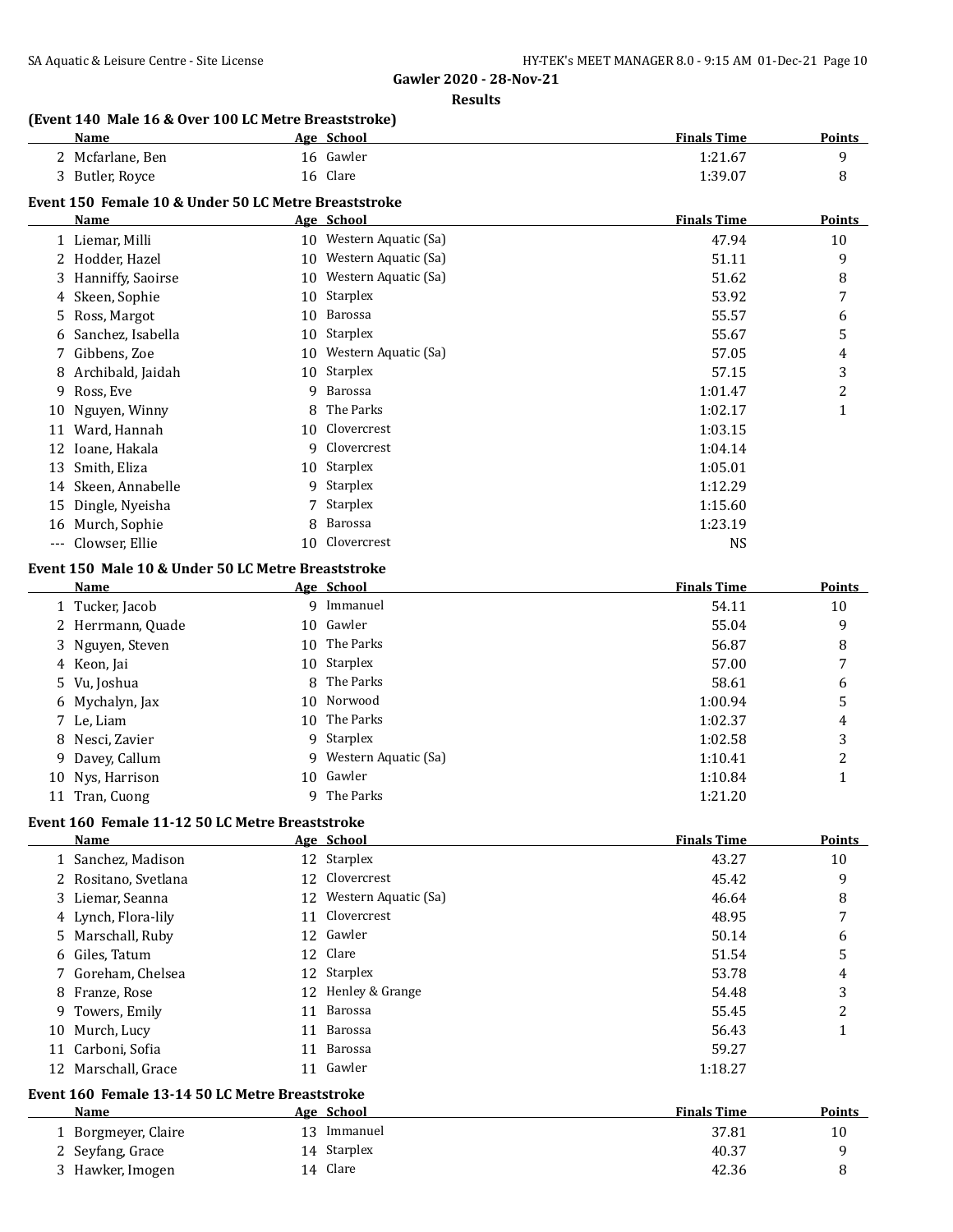**Gawler 2020 - 28-Nov-21**

**Results**

### (Event 140 Male 16 & Over 100 LC Metre Breaststroke)

| | Name | Age | School | Finals Time | Points |
|---|---|---|---|---|---|
| 2 | Mcfarlane, Ben | 16 | Gawler | 1:21.67 | 9 |
| 3 | Butler, Royce | 16 | Clare | 1:39.07 | 8 |

### Event 150 Female 10 & Under 50 LC Metre Breaststroke

| | Name | Age | School | Finals Time | Points |
|---|---|---|---|---|---|
| 1 | Liemar, Milli | 10 | Western Aquatic (Sa) | 47.94 | 10 |
| 2 | Hodder, Hazel | 10 | Western Aquatic (Sa) | 51.11 | 9 |
| 3 | Hanniffy, Saoirse | 10 | Western Aquatic (Sa) | 51.62 | 8 |
| 4 | Skeen, Sophie | 10 | Starplex | 53.92 | 7 |
| 5 | Ross, Margot | 10 | Barossa | 55.57 | 6 |
| 6 | Sanchez, Isabella | 10 | Starplex | 55.67 | 5 |
| 7 | Gibbens, Zoe | 10 | Western Aquatic (Sa) | 57.05 | 4 |
| 8 | Archibald, Jaidah | 10 | Starplex | 57.15 | 3 |
| 9 | Ross, Eve | 9 | Barossa | 1:01.47 | 2 |
| 10 | Nguyen, Winny | 8 | The Parks | 1:02.17 | 1 |
| 11 | Ward, Hannah | 10 | Clovercrest | 1:03.15 | |
| 12 | Ioane, Hakala | 9 | Clovercrest | 1:04.14 | |
| 13 | Smith, Eliza | 10 | Starplex | 1:05.01 | |
| 14 | Skeen, Annabelle | 9 | Starplex | 1:12.29 | |
| 15 | Dingle, Nyeisha | 7 | Starplex | 1:15.60 | |
| 16 | Murch, Sophie | 8 | Barossa | 1:23.19 | |
| --- | Clowser, Ellie | 10 | Clovercrest | NS | |

### Event 150 Male 10 & Under 50 LC Metre Breaststroke

| | Name | Age | School | Finals Time | Points |
|---|---|---|---|---|---|
| 1 | Tucker, Jacob | 9 | Immanuel | 54.11 | 10 |
| 2 | Herrmann, Quade | 10 | Gawler | 55.04 | 9 |
| 3 | Nguyen, Steven | 10 | The Parks | 56.87 | 8 |
| 4 | Keon, Jai | 10 | Starplex | 57.00 | 7 |
| 5 | Vu, Joshua | 8 | The Parks | 58.61 | 6 |
| 6 | Mychalyn, Jax | 10 | Norwood | 1:00.94 | 5 |
| 7 | Le, Liam | 10 | The Parks | 1:02.37 | 4 |
| 8 | Nesci, Zavier | 9 | Starplex | 1:02.58 | 3 |
| 9 | Davey, Callum | 9 | Western Aquatic (Sa) | 1:10.41 | 2 |
| 10 | Nys, Harrison | 10 | Gawler | 1:10.84 | 1 |
| 11 | Tran, Cuong | 9 | The Parks | 1:21.20 | |

### Event 160 Female 11-12 50 LC Metre Breaststroke

| | Name | Age | School | Finals Time | Points |
|---|---|---|---|---|---|
| 1 | Sanchez, Madison | 12 | Starplex | 43.27 | 10 |
| 2 | Rositano, Svetlana | 12 | Clovercrest | 45.42 | 9 |
| 3 | Liemar, Seanna | 12 | Western Aquatic (Sa) | 46.64 | 8 |
| 4 | Lynch, Flora-lily | 11 | Clovercrest | 48.95 | 7 |
| 5 | Marschall, Ruby | 12 | Gawler | 50.14 | 6 |
| 6 | Giles, Tatum | 12 | Clare | 51.54 | 5 |
| 7 | Goreham, Chelsea | 12 | Starplex | 53.78 | 4 |
| 8 | Franze, Rose | 12 | Henley & Grange | 54.48 | 3 |
| 9 | Towers, Emily | 11 | Barossa | 55.45 | 2 |
| 10 | Murch, Lucy | 11 | Barossa | 56.43 | 1 |
| 11 | Carboni, Sofia | 11 | Barossa | 59.27 | |
| 12 | Marschall, Grace | 11 | Gawler | 1:18.27 | |

### Event 160 Female 13-14 50 LC Metre Breaststroke

| | Name | Age | School | Finals Time | Points |
|---|---|---|---|---|---|
| 1 | Borgmeyer, Claire | 13 | Immanuel | 37.81 | 10 |
| 2 | Seyfang, Grace | 14 | Starplex | 40.37 | 9 |
| 3 | Hawker, Imogen | 14 | Clare | 42.36 | 8 |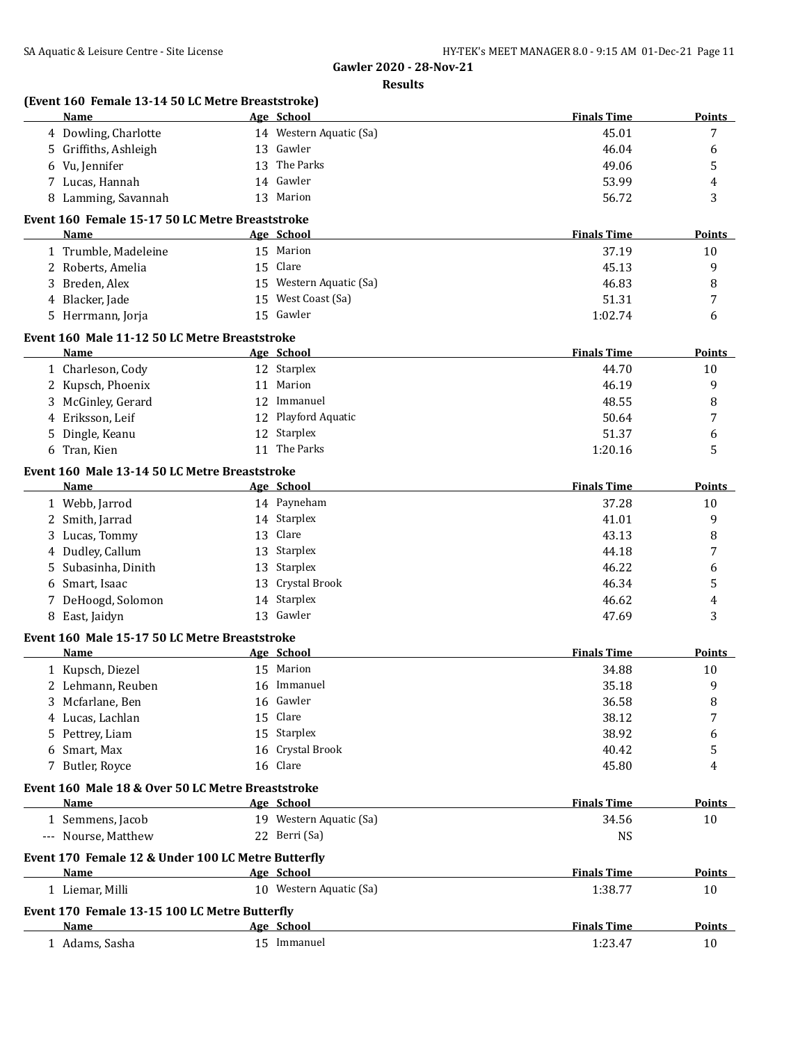## Gawler 2020 - 28-Nov-21

### Results

**(Event 160 Female 13-14 50 LC Metre Breaststroke)**

| | Name | Age | School | Finals Time | Points |
|---|---|---|---|---|---|
| 4 | Dowling, Charlotte | 14 | Western Aquatic (Sa) | 45.01 | 7 |
| 5 | Griffiths, Ashleigh | 13 | Gawler | 46.04 | 6 |
| 6 | Vu, Jennifer | 13 | The Parks | 49.06 | 5 |
| 7 | Lucas, Hannah | 14 | Gawler | 53.99 | 4 |
| 8 | Lamming, Savannah | 13 | Marion | 56.72 | 3 |

**Event 160 Female 15-17 50 LC Metre Breaststroke**

| | Name | Age | School | Finals Time | Points |
|---|---|---|---|---|---|
| 1 | Trumble, Madeleine | 15 | Marion | 37.19 | 10 |
| 2 | Roberts, Amelia | 15 | Clare | 45.13 | 9 |
| 3 | Breden, Alex | 15 | Western Aquatic (Sa) | 46.83 | 8 |
| 4 | Blacker, Jade | 15 | West Coast (Sa) | 51.31 | 7 |
| 5 | Herrmann, Jorja | 15 | Gawler | 1:02.74 | 6 |

**Event 160 Male 11-12 50 LC Metre Breaststroke**

| | Name | Age | School | Finals Time | Points |
|---|---|---|---|---|---|
| 1 | Charleson, Cody | 12 | Starplex | 44.70 | 10 |
| 2 | Kupsch, Phoenix | 11 | Marion | 46.19 | 9 |
| 3 | McGinley, Gerard | 12 | Immanuel | 48.55 | 8 |
| 4 | Eriksson, Leif | 12 | Playford Aquatic | 50.64 | 7 |
| 5 | Dingle, Keanu | 12 | Starplex | 51.37 | 6 |
| 6 | Tran, Kien | 11 | The Parks | 1:20.16 | 5 |

**Event 160 Male 13-14 50 LC Metre Breaststroke**

| | Name | Age | School | Finals Time | Points |
|---|---|---|---|---|---|
| 1 | Webb, Jarrod | 14 | Payneham | 37.28 | 10 |
| 2 | Smith, Jarrad | 14 | Starplex | 41.01 | 9 |
| 3 | Lucas, Tommy | 13 | Clare | 43.13 | 8 |
| 4 | Dudley, Callum | 13 | Starplex | 44.18 | 7 |
| 5 | Subasinha, Dinith | 13 | Starplex | 46.22 | 6 |
| 6 | Smart, Isaac | 13 | Crystal Brook | 46.34 | 5 |
| 7 | DeHoogd, Solomon | 14 | Starplex | 46.62 | 4 |
| 8 | East, Jaidyn | 13 | Gawler | 47.69 | 3 |

**Event 160 Male 15-17 50 LC Metre Breaststroke**

| | Name | Age | School | Finals Time | Points |
|---|---|---|---|---|---|
| 1 | Kupsch, Diezel | 15 | Marion | 34.88 | 10 |
| 2 | Lehmann, Reuben | 16 | Immanuel | 35.18 | 9 |
| 3 | Mcfarlane, Ben | 16 | Gawler | 36.58 | 8 |
| 4 | Lucas, Lachlan | 15 | Clare | 38.12 | 7 |
| 5 | Pettrey, Liam | 15 | Starplex | 38.92 | 6 |
| 6 | Smart, Max | 16 | Crystal Brook | 40.42 | 5 |
| 7 | Butler, Royce | 16 | Clare | 45.80 | 4 |

**Event 160 Male 18 & Over 50 LC Metre Breaststroke**

| | Name | Age | School | Finals Time | Points |
|---|---|---|---|---|---|
| 1 | Semmens, Jacob | 19 | Western Aquatic (Sa) | 34.56 | 10 |
| --- | Nourse, Matthew | 22 | Berri (Sa) | NS | |

**Event 170 Female 12 & Under 100 LC Metre Butterfly**

| | Name | Age | School | Finals Time | Points |
|---|---|---|---|---|---|
| 1 | Liemar, Milli | 10 | Western Aquatic (Sa) | 1:38.77 | 10 |

**Event 170 Female 13-15 100 LC Metre Butterfly**

| | Name | Age | School | Finals Time | Points |
|---|---|---|---|---|---|
| 1 | Adams, Sasha | 15 | Immanuel | 1:23.47 | 10 |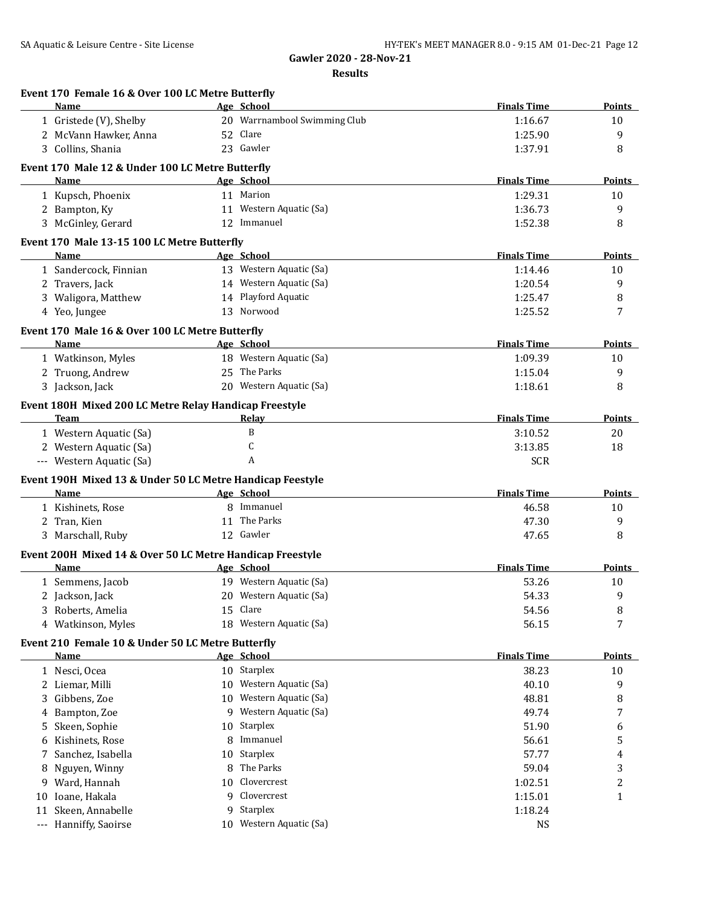## Gawler 2020 - 28-Nov-21

### Results

**Event 170 Female 16 & Over 100 LC Metre Butterfly**

| | Name | Age | School | Finals Time | Points |
|---|---|---|---|---|---|
| 1 | Gristede (V), Shelby | 20 | Warrnambool Swimming Club | 1:16.67 | 10 |
| 2 | McVann Hawker, Anna | 52 | Clare | 1:25.90 | 9 |
| 3 | Collins, Shania | 23 | Gawler | 1:37.91 | 8 |

**Event 170 Male 12 & Under 100 LC Metre Butterfly**

| | Name | Age | School | Finals Time | Points |
|---|---|---|---|---|---|
| 1 | Kupsch, Phoenix | 11 | Marion | 1:29.31 | 10 |
| 2 | Bampton, Ky | 11 | Western Aquatic (Sa) | 1:36.73 | 9 |
| 3 | McGinley, Gerard | 12 | Immanuel | 1:52.38 | 8 |

**Event 170 Male 13-15 100 LC Metre Butterfly**

| | Name | Age | School | Finals Time | Points |
|---|---|---|---|---|---|
| 1 | Sandercock, Finnian | 13 | Western Aquatic (Sa) | 1:14.46 | 10 |
| 2 | Travers, Jack | 14 | Western Aquatic (Sa) | 1:20.54 | 9 |
| 3 | Waligora, Matthew | 14 | Playford Aquatic | 1:25.47 | 8 |
| 4 | Yeo, Jungee | 13 | Norwood | 1:25.52 | 7 |

**Event 170 Male 16 & Over 100 LC Metre Butterfly**

| | Name | Age | School | Finals Time | Points |
|---|---|---|---|---|---|
| 1 | Watkinson, Myles | 18 | Western Aquatic (Sa) | 1:09.39 | 10 |
| 2 | Truong, Andrew | 25 | The Parks | 1:15.04 | 9 |
| 3 | Jackson, Jack | 20 | Western Aquatic (Sa) | 1:18.61 | 8 |

**Event 180H Mixed 200 LC Metre Relay Handicap Freestyle**

| | Team | Relay | Finals Time | Points |
|---|---|---|---|---|
| 1 | Western Aquatic (Sa) | B | 3:10.52 | 20 |
| 2 | Western Aquatic (Sa) | C | 3:13.85 | 18 |
| --- | Western Aquatic (Sa) | A | SCR | |

**Event 190H Mixed 13 & Under 50 LC Metre Handicap Feestyle**

| | Name | Age | School | Finals Time | Points |
|---|---|---|---|---|---|
| 1 | Kishinets, Rose | 8 | Immanuel | 46.58 | 10 |
| 2 | Tran, Kien | 11 | The Parks | 47.30 | 9 |
| 3 | Marschall, Ruby | 12 | Gawler | 47.65 | 8 |

**Event 200H Mixed 14 & Over 50 LC Metre Handicap Freestyle**

| | Name | Age | School | Finals Time | Points |
|---|---|---|---|---|---|
| 1 | Semmens, Jacob | 19 | Western Aquatic (Sa) | 53.26 | 10 |
| 2 | Jackson, Jack | 20 | Western Aquatic (Sa) | 54.33 | 9 |
| 3 | Roberts, Amelia | 15 | Clare | 54.56 | 8 |
| 4 | Watkinson, Myles | 18 | Western Aquatic (Sa) | 56.15 | 7 |

**Event 210 Female 10 & Under 50 LC Metre Butterfly**

| | Name | Age | School | Finals Time | Points |
|---|---|---|---|---|---|
| 1 | Nesci, Ocea | 10 | Starplex | 38.23 | 10 |
| 2 | Liemar, Milli | 10 | Western Aquatic (Sa) | 40.10 | 9 |
| 3 | Gibbens, Zoe | 10 | Western Aquatic (Sa) | 48.81 | 8 |
| 4 | Bampton, Zoe | 9 | Western Aquatic (Sa) | 49.74 | 7 |
| 5 | Skeen, Sophie | 10 | Starplex | 51.90 | 6 |
| 6 | Kishinets, Rose | 8 | Immanuel | 56.61 | 5 |
| 7 | Sanchez, Isabella | 10 | Starplex | 57.77 | 4 |
| 8 | Nguyen, Winny | 8 | The Parks | 59.04 | 3 |
| 9 | Ward, Hannah | 10 | Clovercrest | 1:02.51 | 2 |
| 10 | Ioane, Hakala | 9 | Clovercrest | 1:15.01 | 1 |
| 11 | Skeen, Annabelle | 9 | Starplex | 1:18.24 | |
| --- | Hanniffy, Saoirse | 10 | Western Aquatic (Sa) | NS | |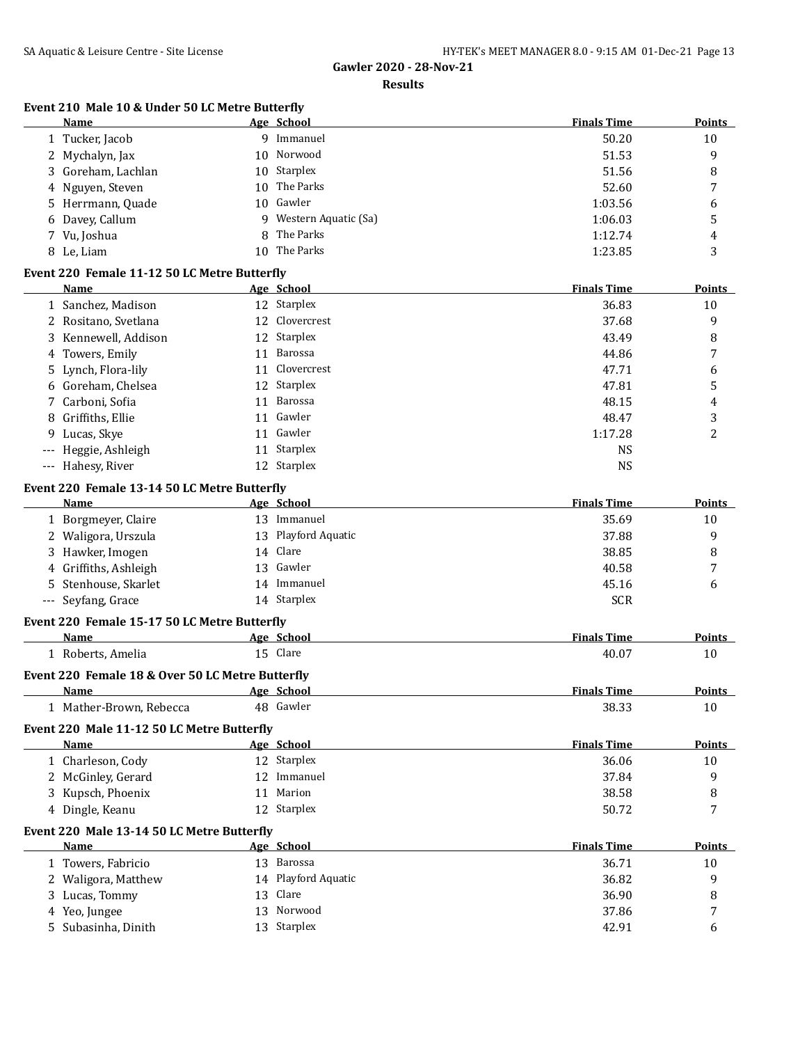## Gawler 2020 - 28-Nov-21

### Results

#### Event 210 Male 10 & Under 50 LC Metre Butterfly

| | Name | Age | School | Finals Time | Points |
|---|---|---|---|---|---|
| 1 | Tucker, Jacob | 9 | Immanuel | 50.20 | 10 |
| 2 | Mychalyn, Jax | 10 | Norwood | 51.53 | 9 |
| 3 | Goreham, Lachlan | 10 | Starplex | 51.56 | 8 |
| 4 | Nguyen, Steven | 10 | The Parks | 52.60 | 7 |
| 5 | Herrmann, Quade | 10 | Gawler | 1:03.56 | 6 |
| 6 | Davey, Callum | 9 | Western Aquatic (Sa) | 1:06.03 | 5 |
| 7 | Vu, Joshua | 8 | The Parks | 1:12.74 | 4 |
| 8 | Le, Liam | 10 | The Parks | 1:23.85 | 3 |

#### Event 220 Female 11-12 50 LC Metre Butterfly

| | Name | Age | School | Finals Time | Points |
|---|---|---|---|---|---|
| 1 | Sanchez, Madison | 12 | Starplex | 36.83 | 10 |
| 2 | Rositano, Svetlana | 12 | Clovercrest | 37.68 | 9 |
| 3 | Kennewell, Addison | 12 | Starplex | 43.49 | 8 |
| 4 | Towers, Emily | 11 | Barossa | 44.86 | 7 |
| 5 | Lynch, Flora-lily | 11 | Clovercrest | 47.71 | 6 |
| 6 | Goreham, Chelsea | 12 | Starplex | 47.81 | 5 |
| 7 | Carboni, Sofia | 11 | Barossa | 48.15 | 4 |
| 8 | Griffiths, Ellie | 11 | Gawler | 48.47 | 3 |
| 9 | Lucas, Skye | 11 | Gawler | 1:17.28 | 2 |
| --- | Heggie, Ashleigh | 11 | Starplex | NS | |
| --- | Hahesy, River | 12 | Starplex | NS | |

#### Event 220 Female 13-14 50 LC Metre Butterfly

| | Name | Age | School | Finals Time | Points |
|---|---|---|---|---|---|
| 1 | Borgmeyer, Claire | 13 | Immanuel | 35.69 | 10 |
| 2 | Waligora, Urszula | 13 | Playford Aquatic | 37.88 | 9 |
| 3 | Hawker, Imogen | 14 | Clare | 38.85 | 8 |
| 4 | Griffiths, Ashleigh | 13 | Gawler | 40.58 | 7 |
| 5 | Stenhouse, Skarlet | 14 | Immanuel | 45.16 | 6 |
| --- | Seyfang, Grace | 14 | Starplex | SCR | |

#### Event 220 Female 15-17 50 LC Metre Butterfly

| | Name | Age | School | Finals Time | Points |
|---|---|---|---|---|---|
| 1 | Roberts, Amelia | 15 | Clare | 40.07 | 10 |

#### Event 220 Female 18 & Over 50 LC Metre Butterfly

| | Name | Age | School | Finals Time | Points |
|---|---|---|---|---|---|
| 1 | Mather-Brown, Rebecca | 48 | Gawler | 38.33 | 10 |

#### Event 220 Male 11-12 50 LC Metre Butterfly

| | Name | Age | School | Finals Time | Points |
|---|---|---|---|---|---|
| 1 | Charleson, Cody | 12 | Starplex | 36.06 | 10 |
| 2 | McGinley, Gerard | 12 | Immanuel | 37.84 | 9 |
| 3 | Kupsch, Phoenix | 11 | Marion | 38.58 | 8 |
| 4 | Dingle, Keanu | 12 | Starplex | 50.72 | 7 |

#### Event 220 Male 13-14 50 LC Metre Butterfly

| | Name | Age | School | Finals Time | Points |
|---|---|---|---|---|---|
| 1 | Towers, Fabricio | 13 | Barossa | 36.71 | 10 |
| 2 | Waligora, Matthew | 14 | Playford Aquatic | 36.82 | 9 |
| 3 | Lucas, Tommy | 13 | Clare | 36.90 | 8 |
| 4 | Yeo, Jungee | 13 | Norwood | 37.86 | 7 |
| 5 | Subasinha, Dinith | 13 | Starplex | 42.91 | 6 |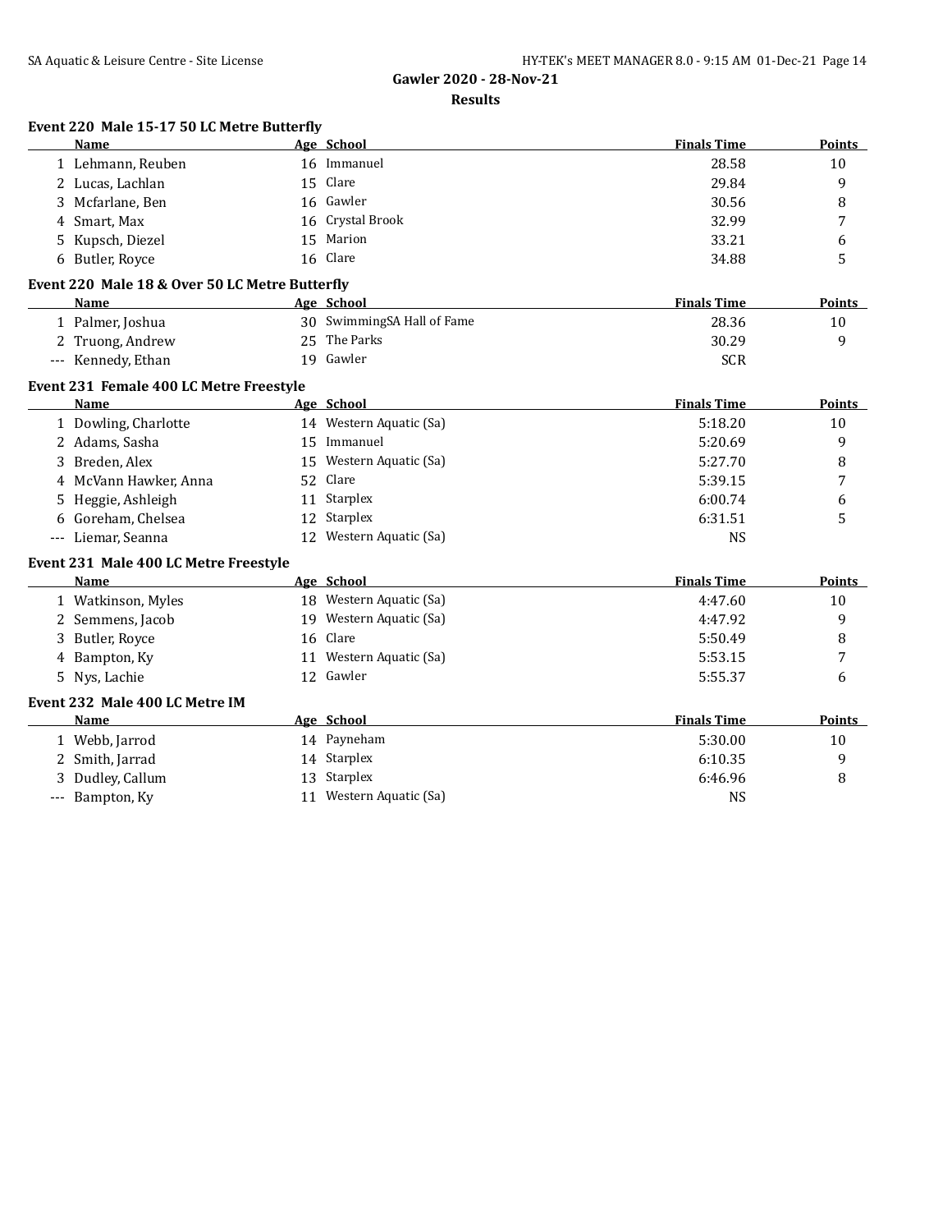## Gawler 2020 - 28-Nov-21

### Results

**Event 220 Male 15-17 50 LC Metre Butterfly**

| | Name | Age | School | Finals Time | Points |
|---|---|---|---|---|---|
| 1 | Lehmann, Reuben | 16 | Immanuel | 28.58 | 10 |
| 2 | Lucas, Lachlan | 15 | Clare | 29.84 | 9 |
| 3 | Mcfarlane, Ben | 16 | Gawler | 30.56 | 8 |
| 4 | Smart, Max | 16 | Crystal Brook | 32.99 | 7 |
| 5 | Kupsch, Diezel | 15 | Marion | 33.21 | 6 |
| 6 | Butler, Royce | 16 | Clare | 34.88 | 5 |

**Event 220 Male 18 & Over 50 LC Metre Butterfly**

| | Name | Age | School | Finals Time | Points |
|---|---|---|---|---|---|
| 1 | Palmer, Joshua | 30 | SwimmingSA Hall of Fame | 28.36 | 10 |
| 2 | Truong, Andrew | 25 | The Parks | 30.29 | 9 |
| --- | Kennedy, Ethan | 19 | Gawler | SCR | |

**Event 231 Female 400 LC Metre Freestyle**

| | Name | Age | School | Finals Time | Points |
|---|---|---|---|---|---|
| 1 | Dowling, Charlotte | 14 | Western Aquatic (Sa) | 5:18.20 | 10 |
| 2 | Adams, Sasha | 15 | Immanuel | 5:20.69 | 9 |
| 3 | Breden, Alex | 15 | Western Aquatic (Sa) | 5:27.70 | 8 |
| 4 | McVann Hawker, Anna | 52 | Clare | 5:39.15 | 7 |
| 5 | Heggie, Ashleigh | 11 | Starplex | 6:00.74 | 6 |
| 6 | Goreham, Chelsea | 12 | Starplex | 6:31.51 | 5 |
| --- | Liemar, Seanna | 12 | Western Aquatic (Sa) | NS | |

**Event 231 Male 400 LC Metre Freestyle**

| | Name | Age | School | Finals Time | Points |
|---|---|---|---|---|---|
| 1 | Watkinson, Myles | 18 | Western Aquatic (Sa) | 4:47.60 | 10 |
| 2 | Semmens, Jacob | 19 | Western Aquatic (Sa) | 4:47.92 | 9 |
| 3 | Butler, Royce | 16 | Clare | 5:50.49 | 8 |
| 4 | Bampton, Ky | 11 | Western Aquatic (Sa) | 5:53.15 | 7 |
| 5 | Nys, Lachie | 12 | Gawler | 5:55.37 | 6 |

**Event 232 Male 400 LC Metre IM**

| | Name | Age | School | Finals Time | Points |
|---|---|---|---|---|---|
| 1 | Webb, Jarrod | 14 | Payneham | 5:30.00 | 10 |
| 2 | Smith, Jarrad | 14 | Starplex | 6:10.35 | 9 |
| 3 | Dudley, Callum | 13 | Starplex | 6:46.96 | 8 |
| --- | Bampton, Ky | 11 | Western Aquatic (Sa) | NS | |